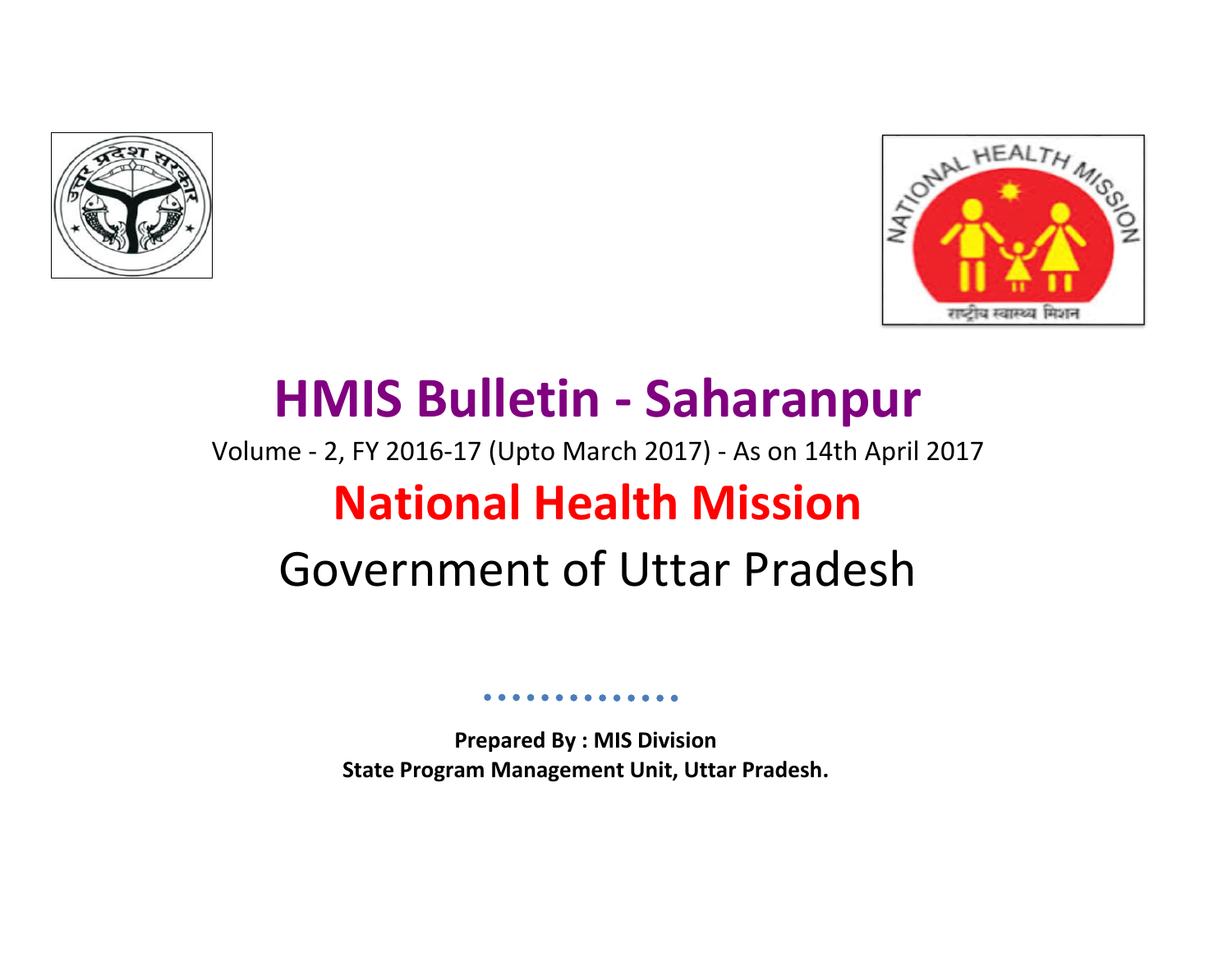# HMIS Bulletin - Saharanpur

Volume - 2, FY 2016-17 (Upto March 2017) - As on 14th April 2017

## National Health Mission

## Government of Uttar Pradesh

**Prepared By : MIS Division**
**State Program Management Unit, Uttar Pradesh.**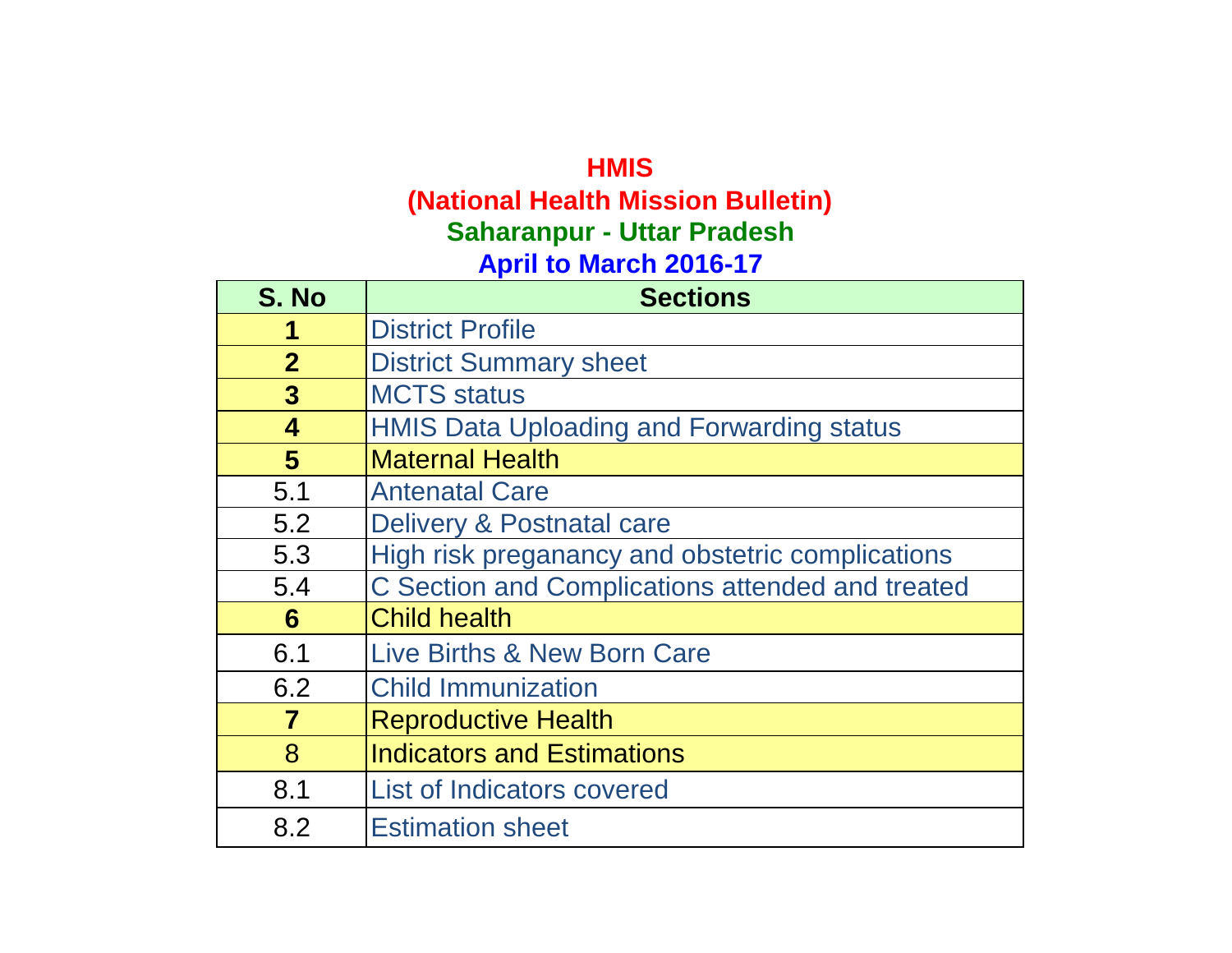# HMIS
## (National Health Mission Bulletin)
### Saharanpur - Uttar Pradesh
### April to March 2016-17

| S. No | Sections |
|---|---|
| **1** | District Profile |
| **2** | District Summary sheet |
| **3** | MCTS status |
| **4** | HMIS Data Uploading and Forwarding status |
| **5** | Maternal Health |
| 5.1 | Antenatal Care |
| 5.2 | Delivery & Postnatal care |
| 5.3 | High risk preganancy and obstetric complications |
| 5.4 | C Section and Complications attended and treated |
| **6** | Child health |
| 6.1 | Live Births & New Born Care |
| 6.2 | Child Immunization |
| **7** | Reproductive Health |
| 8 | Indicators and Estimations |
| 8.1 | List of Indicators covered |
| 8.2 | Estimation sheet |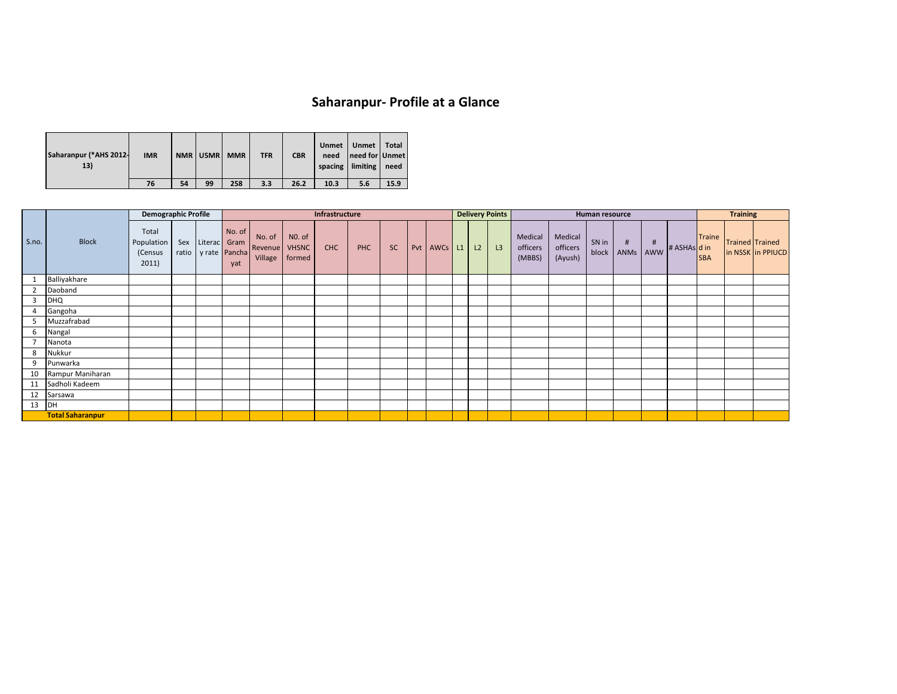# Saharanpur- Profile at a Glance

| Saharanpur (*AHS 2012-13) | IMR | NMR | U5MR | MMR | TFR | CBR | Unmet need spacing | Unmet need for limiting | Total Unmet need |
|---|---|---|---|---|---|---|---|---|---|
| | 76 | 54 | 99 | 258 | 3.3 | 26.2 | 10.3 | 5.6 | 15.9 |

| S.no. | Block | Demographic Profile | | | Infrastructure | | | | | | | | Delivery Points | | | Human resource | | | | | | Training | | |
|---|---|---|---|---|---|---|---|---|---|---|---|---|---|---|---|---|---|---|---|---|---|---|---|---|
| | | Total Population (Census 2011) | Sex ratio | Literacy rate | No. of Gram Panchayat | No. of Revenue Village | N0. of VHSNC formed | CHC | PHC | SC | Pvt | AWCs | L1 | L2 | L3 | Medical officers (MBBS) | Medical officers (Ayush) | SN in block | # ANMs | # AWW | # ASHAs | Trained in SBA | Trained in NSSK | Trained in PPIUCD |
| 1 | Balliyakhare | | | | | | | | | | | | | | | | | | | | | | | |
| 2 | Daoband | | | | | | | | | | | | | | | | | | | | | | | |
| 3 | DHQ | | | | | | | | | | | | | | | | | | | | | | | |
| 4 | Gangoha | | | | | | | | | | | | | | | | | | | | | | | |
| 5 | Muzzafrabad | | | | | | | | | | | | | | | | | | | | | | | |
| 6 | Nangal | | | | | | | | | | | | | | | | | | | | | | | |
| 7 | Nanota | | | | | | | | | | | | | | | | | | | | | | | |
| 8 | Nukkur | | | | | | | | | | | | | | | | | | | | | | | |
| 9 | Punwarka | | | | | | | | | | | | | | | | | | | | | | | |
| 10 | Rampur Maniharan | | | | | | | | | | | | | | | | | | | | | | | |
| 11 | Sadholi Kadeem | | | | | | | | | | | | | | | | | | | | | | | |
| 12 | Sarsawa | | | | | | | | | | | | | | | | | | | | | | | |
| 13 | DH | | | | | | | | | | | | | | | | | | | | | | | |
| | **Total Saharanpur** | | | | | | | | | | | | | | | | | | | | | | | |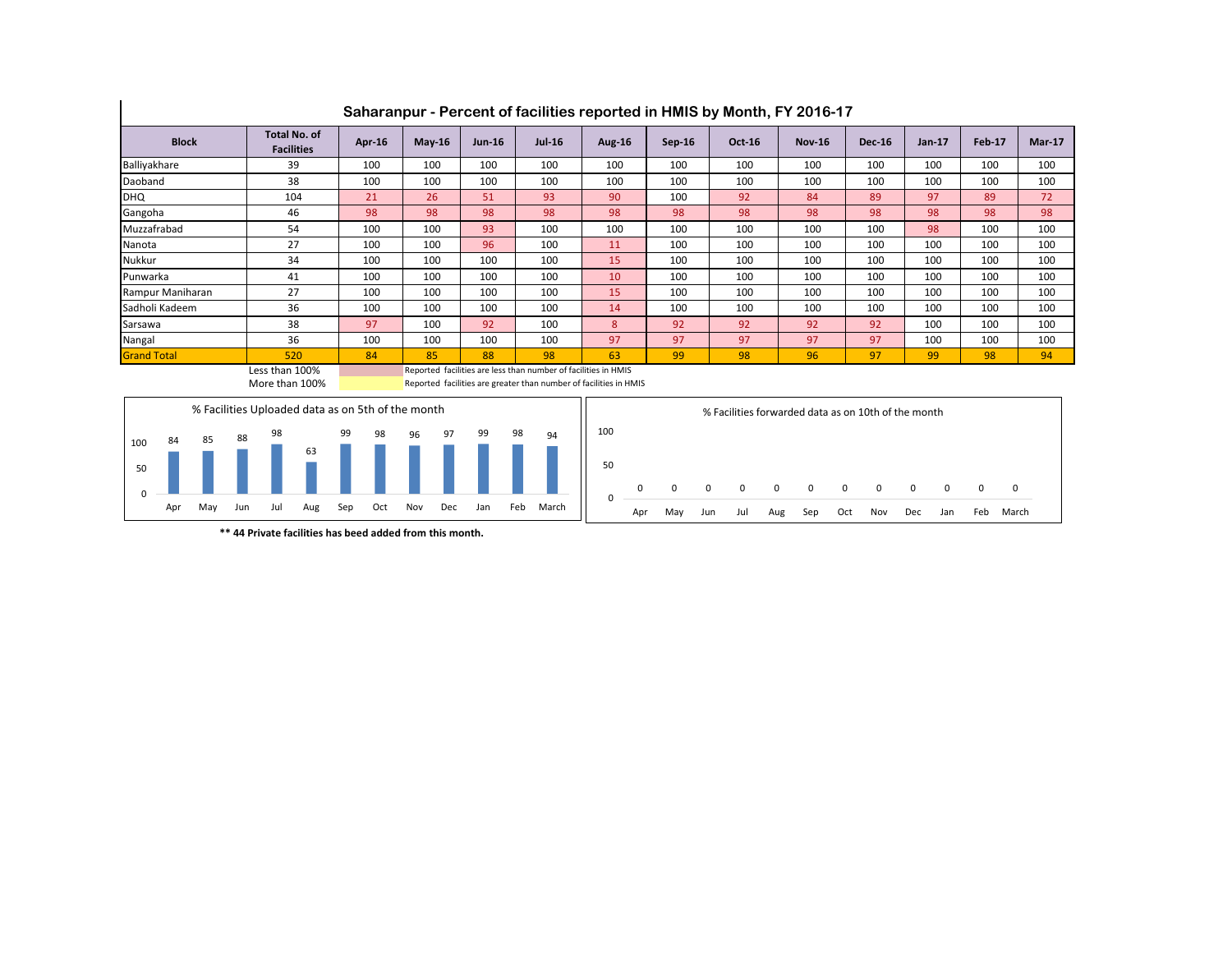## Saharanpur - Percent of facilities reported in HMIS by Month, FY 2016-17

| Block | Total No. of Facilities | Apr-16 | May-16 | Jun-16 | Jul-16 | Aug-16 | Sep-16 | Oct-16 | Nov-16 | Dec-16 | Jan-17 | Feb-17 | Mar-17 |
|---|---|---|---|---|---|---|---|---|---|---|---|---|---|
| Balliyakhare | 39 | 100 | 100 | 100 | 100 | 100 | 100 | 100 | 100 | 100 | 100 | 100 | 100 |
| Daoband | 38 | 100 | 100 | 100 | 100 | 100 | 100 | 100 | 100 | 100 | 100 | 100 | 100 |
| DHQ | 104 | 21 | 26 | 51 | 93 | 90 | 100 | 92 | 84 | 89 | 97 | 89 | 72 |
| Gangoha | 46 | 98 | 98 | 98 | 98 | 98 | 98 | 98 | 98 | 98 | 98 | 98 | 98 |
| Muzzafrabad | 54 | 100 | 100 | 93 | 100 | 100 | 100 | 100 | 100 | 100 | 98 | 100 | 100 |
| Nanota | 27 | 100 | 100 | 96 | 100 | 11 | 100 | 100 | 100 | 100 | 100 | 100 | 100 |
| Nukkur | 34 | 100 | 100 | 100 | 100 | 15 | 100 | 100 | 100 | 100 | 100 | 100 | 100 |
| Punwarka | 41 | 100 | 100 | 100 | 100 | 10 | 100 | 100 | 100 | 100 | 100 | 100 | 100 |
| Rampur Maniharan | 27 | 100 | 100 | 100 | 100 | 15 | 100 | 100 | 100 | 100 | 100 | 100 | 100 |
| Sadholi Kadeem | 36 | 100 | 100 | 100 | 100 | 14 | 100 | 100 | 100 | 100 | 100 | 100 | 100 |
| Sarsawa | 38 | 97 | 100 | 92 | 100 | 8 | 92 | 92 | 92 | 92 | 100 | 100 | 100 |
| Nangal | 36 | 100 | 100 | 100 | 100 | 97 | 97 | 97 | 97 | 97 | 100 | 100 | 100 |
| Grand Total | 520 | 84 | 85 | 88 | 98 | 63 | 99 | 98 | 96 | 97 | 99 | 98 | 94 |

Less than 100% — Reported facilities are less than number of facilities in HMIS

More than 100% — Reported facilities are greater than number of facilities in HMIS

**% Facilities Uploaded data as on 5th of the month**

| Apr | May | Jun | Jul | Aug | Sep | Oct | Nov | Dec | Jan | Feb | March |
|---|---|---|---|---|---|---|---|---|---|---|---|
| 84 | 85 | 88 | 98 | 63 | 99 | 98 | 96 | 97 | 99 | 98 | 94 |

**% Facilities forwarded data as on 10th of the month**

| Apr | May | Jun | Jul | Aug | Sep | Oct | Nov | Dec | Jan | Feb | March |
|---|---|---|---|---|---|---|---|---|---|---|---|
| 0 | 0 | 0 | 0 | 0 | 0 | 0 | 0 | 0 | 0 | 0 | 0 |

**\*\* 44 Private facilities has beed added from this month.**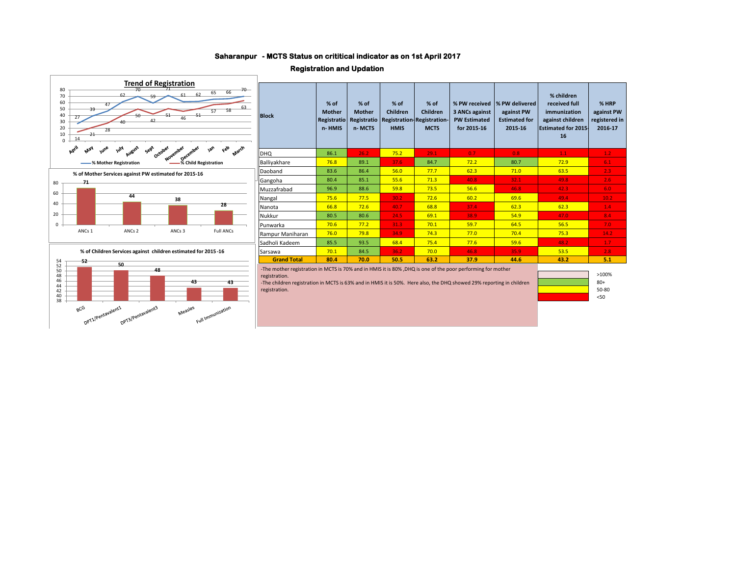# Saharanpur - MCTS Status on crititical indicator as on 1st April 2017

## Registration and Updation

**Trend of Registration**

| Month | % Mother Registration | % Child Registration |
|---|---|---|
| April | 27 | 14 |
| May | 39 | 21 |
| June | 47 | 28 |
| July | 62 | 40 |
| August | 70 | 50 |
| Sept | 59 | 42 |
| October | 71 | 51 |
| November | 61 | 46 |
| December | 62 | 51 |
| Jan | 65 | 57 |
| Feb | 66 | 58 |
| March | 70 | 63 |

**% of Mother Services against PW estimated for 2015-16**

| ANCs 1 | ANCs 2 | ANCs 3 | Full ANCs |
|---|---|---|---|
| 71 | 44 | 38 | 28 |

**% of Children Services against children estimated for 2015 -16**

| BCG | DPT1/Pentavalent1 | DPT3/Pentavalent3 | Measles | Full Immunization |
|---|---|---|---|---|
| 52 | 50 | 48 | 43 | 43 |

| Block | % of Mother Registration- HMIS | % of Mother Registration- MCTS | % of Children Registration-HMIS | % of Children Registration-MCTS | % PW received 3 ANCs against PW Estimated for 2015-16 | % PW delivered against PW Estimated for 2015-16 | % children received full immunization against children Estimated for 2015-16 | % HRP against PW registered in 2016-17 |
|---|---|---|---|---|---|---|---|---|
| DHQ | 86.1 | 26.2 | 75.2 | 29.1 | 0.7 | 0.8 | 1.1 | 1.2 |
| Balliyakhare | 76.8 | 89.1 | 37.6 | 84.7 | 72.2 | 80.7 | 72.9 | 6.1 |
| Daoband | 83.6 | 86.4 | 56.0 | 77.7 | 62.3 | 71.0 | 63.5 | 2.3 |
| Gangoha | 80.4 | 85.1 | 55.6 | 71.3 | 40.8 | 32.1 | 49.8 | 2.6 |
| Muzzafrabad | 96.9 | 88.6 | 59.8 | 73.5 | 56.6 | 46.8 | 42.3 | 6.0 |
| Nangal | 75.6 | 77.5 | 30.2 | 72.6 | 60.2 | 69.6 | 49.4 | 10.2 |
| Nanota | 66.8 | 72.6 | 40.7 | 68.8 | 37.4 | 62.3 | 62.3 | 1.4 |
| Nukkur | 80.5 | 80.6 | 24.5 | 69.1 | 38.9 | 54.9 | 47.0 | 8.4 |
| Punwarka | 70.6 | 77.2 | 31.3 | 70.1 | 59.7 | 64.5 | 56.5 | 7.0 |
| Rampur Maniharan | 76.0 | 79.8 | 34.9 | 74.3 | 77.0 | 70.4 | 75.3 | 14.2 |
| Sadholi Kadeem | 85.5 | 93.5 | 68.4 | 75.4 | 77.6 | 59.6 | 48.2 | 1.7 |
| Sarsawa | 70.1 | 84.5 | 36.2 | 70.0 | 46.8 | 35.9 | 53.5 | 2.8 |
| **Grand Total** | **80.4** | **70.0** | **50.5** | **63.2** | **37.9** | **44.6** | **43.2** | **5.1** |

-The mother registration in MCTS is 70% and in HMIS it is 80% ,DHQ is one of the poor performing for mother registration.

-The children registration in MCTS is 63% and in HMIS it is 50%. Here also, the DHQ showed 29% reporting in children registration.

Legend: >100% | 80+ | 50-80 | <50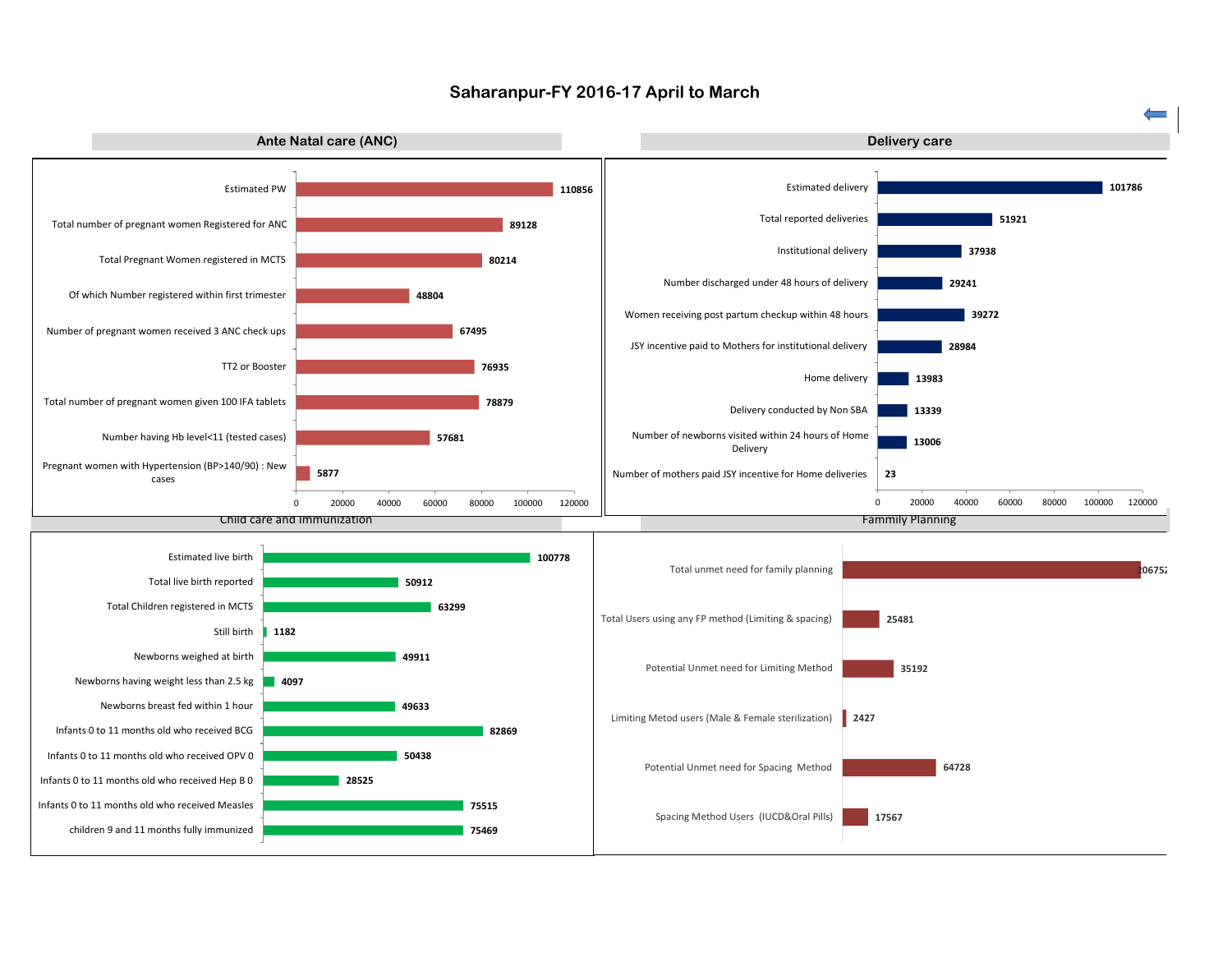# Saharanpur-FY 2016-17 April to March

## Ante Natal care (ANC)

| Indicator | Value |
|---|---|
| Estimated PW | 110856 |
| Total number of pregnant women Registered for ANC | 89128 |
| Total Pregnant Women registered in MCTS | 80214 |
| Of which Number registered within first trimester | 48804 |
| Number of pregnant women received 3 ANC check ups | 67495 |
| TT2 or Booster | 76935 |
| Total number of pregnant women given 100 IFA tablets | 78879 |
| Number having Hb level<11 (tested cases) | 57681 |
| Pregnant women with Hypertension (BP>140/90) : New cases | 5877 |

## Delivery care

| Indicator | Value |
|---|---|
| Estimated delivery | 101786 |
| Total reported deliveries | 51921 |
| Institutional delivery | 37938 |
| Number discharged under 48 hours of delivery | 29241 |
| Women receiving post partum checkup within 48 hours | 39272 |
| JSY incentive paid to Mothers for institutional delivery | 28984 |
| Home delivery | 13983 |
| Delivery conducted by Non SBA | 13339 |
| Number of newborns visited within 24 hours of Home Delivery | 13006 |
| Number of mothers paid JSY incentive for Home deliveries | 23 |

## Child care and Immunization

| Indicator | Value |
|---|---|
| Estimated live birth | 100778 |
| Total live birth reported | 50912 |
| Total Children registered in MCTS | 63299 |
| Still birth | 1182 |
| Newborns weighed at birth | 49911 |
| Newborns having weight less than 2.5 kg | 4097 |
| Newborns breast fed within 1 hour | 49633 |
| Infants 0 to 11 months old who received BCG | 82869 |
| Infants 0 to 11 months old who received OPV 0 | 50438 |
| Infants 0 to 11 months old who received Hep B 0 | 28525 |
| Infants 0 to 11 months old who received Measles | 75515 |
| children 9 and 11 months fully immunized | 75469 |

## Fammily Planning

| Indicator | Value |
|---|---|
| Total unmet need for family planning | 206752 |
| Total Users using any FP method (Limiting & spacing) | 25481 |
| Potential Unmet need for Limiting Method | 35192 |
| Limiting Metod users (Male & Female sterilization) | 2427 |
| Potential Unmet need for Spacing Method | 64728 |
| Spacing Method Users (IUCD&Oral Pills) | 17567 |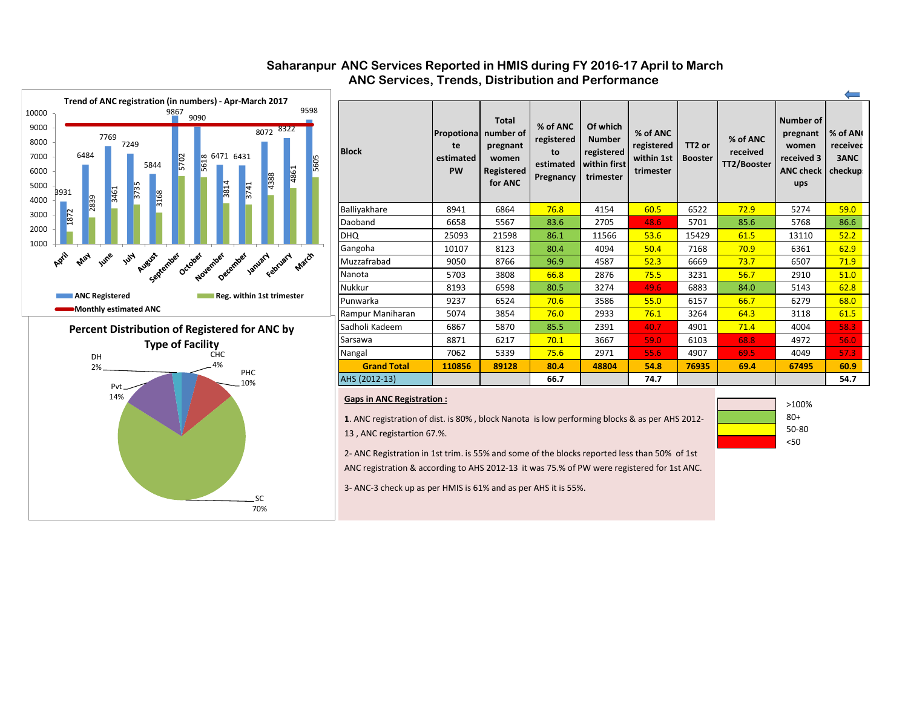# Saharanpur ANC Services Reported in HMIS during FY 2016-17 April to March
## ANC Services, Trends, Distribution and Performance

**Trend of ANC registration (in numbers) - Apr-March 2017**

| Month | ANC Registered | Reg. within 1st trimester |
|---|---|---|
| April | 3931 | 1872 |
| May | 6484 | 2839 |
| June | 7769 | 3461 |
| July | 7249 | 3735 |
| August | 5844 | 3168 |
| September | 9867 | 5702 |
| October | 9090 | 5618 |
| November | 6471 | 3814 |
| December | 6431 | 3741 |
| January | 8072 | 4388 |
| February | 8322 | 4861 |
| March | 9598 | 5605 |

ANC Registered — Reg. within 1st trimester — Monthly estimated ANC

**Percent Distribution of Registered for ANC by Type of Facility**

| Facility | Percent |
|---|---|
| DH | 2% |
| CHC | 4% |
| PHC | 10% |
| Pvt | 14% |
| SC | 70% |

| Block | Propotionate estimated PW | Total number of pregnant women Registered for ANC | % of ANC registered to estimated Pregnancy | Of which Number registered within first trimester | % of ANC registered within 1st trimester | TT2 or Booster | % of ANC received TT2/Booster | Number of pregnant women received 3 ANC check ups | % of ANC received 3ANC checkup |
|---|---|---|---|---|---|---|---|---|---|
| Balliyakhare | 8941 | 6864 | 76.8 | 4154 | 60.5 | 6522 | 72.9 | 5274 | 59.0 |
| Daoband | 6658 | 5567 | 83.6 | 2705 | 48.6 | 5701 | 85.6 | 5768 | 86.6 |
| DHQ | 25093 | 21598 | 86.1 | 11566 | 53.6 | 15429 | 61.5 | 13110 | 52.2 |
| Gangoha | 10107 | 8123 | 80.4 | 4094 | 50.4 | 7168 | 70.9 | 6361 | 62.9 |
| Muzzafrabad | 9050 | 8766 | 96.9 | 4587 | 52.3 | 6669 | 73.7 | 6507 | 71.9 |
| Nanota | 5703 | 3808 | 66.8 | 2876 | 75.5 | 3231 | 56.7 | 2910 | 51.0 |
| Nukkur | 8193 | 6598 | 80.5 | 3274 | 49.6 | 6883 | 84.0 | 5143 | 62.8 |
| Punwarka | 9237 | 6524 | 70.6 | 3586 | 55.0 | 6157 | 66.7 | 6279 | 68.0 |
| Rampur Maniharan | 5074 | 3854 | 76.0 | 2933 | 76.1 | 3264 | 64.3 | 3118 | 61.5 |
| Sadholi Kadeem | 6867 | 5870 | 85.5 | 2391 | 40.7 | 4901 | 71.4 | 4004 | 58.3 |
| Sarsawa | 8871 | 6217 | 70.1 | 3667 | 59.0 | 6103 | 68.8 | 4972 | 56.0 |
| Nangal | 7062 | 5339 | 75.6 | 2971 | 55.6 | 4907 | 69.5 | 4049 | 57.3 |
| **Grand Total** | **110856** | **89128** | **80.4** | **48804** | **54.8** | **76935** | **69.4** | **67495** | **60.9** |
| AHS (2012-13) | | | 66.7 | | 74.7 | | | | 54.7 |

Legend: >100% ; 80+ ; 50-80 ; <50

**Gaps in ANC Registration :**

**1**. ANC registration of dist. is 80% , block Nanota is low performing blocks & as per AHS 2012-13 , ANC registartion 67.%.

2- ANC Registration in 1st trim. is 55% and some of the blocks reported less than 50% of 1st ANC registration & according to AHS 2012-13 it was 75.% of PW were registered for 1st ANC.

3- ANC-3 check up as per HMIS is 61% and as per AHS it is 55%.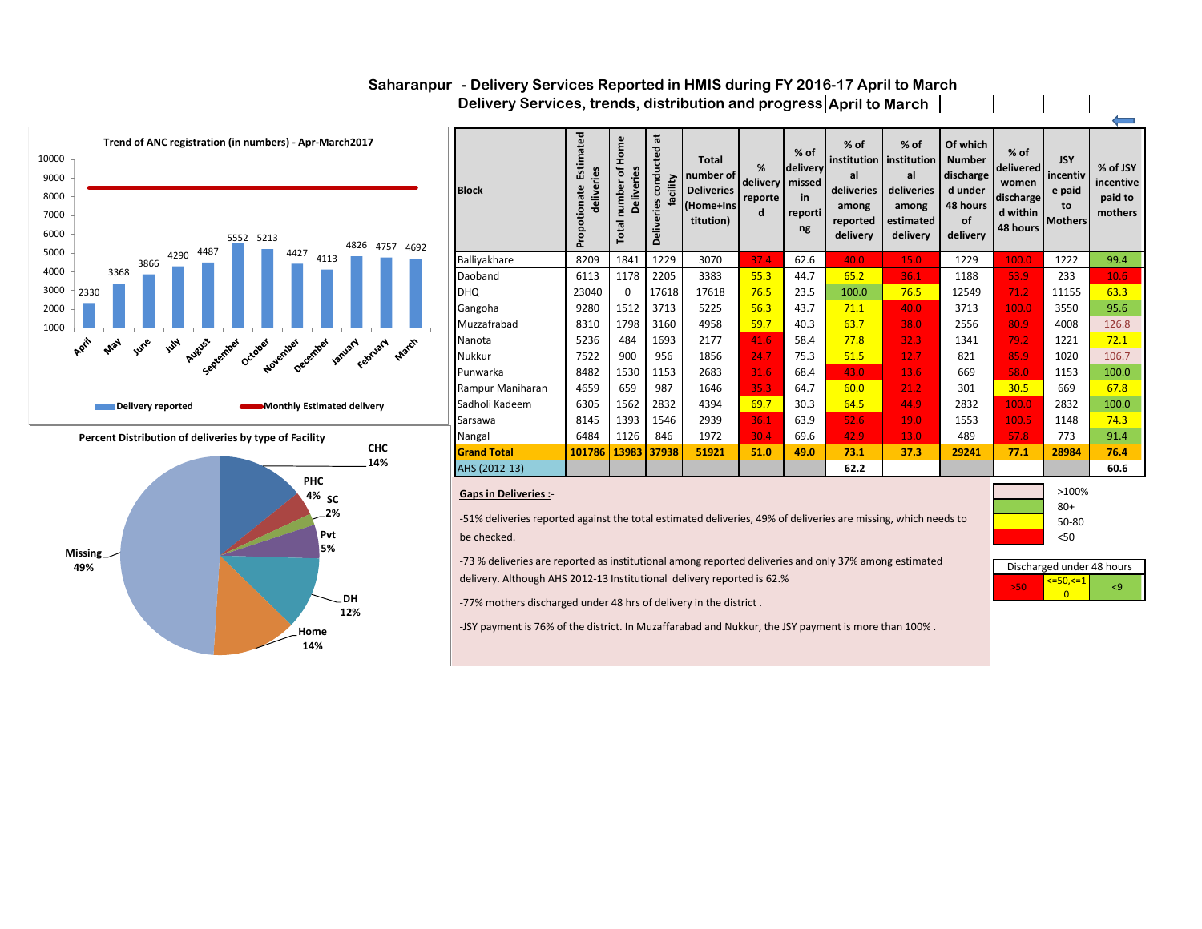# Saharanpur - Delivery Services Reported in HMIS during FY 2016-17 April to March

## Delivery Services, trends, distribution and progress April to March

**Trend of ANC registration (in numbers) - Apr-March2017**

| Month | Delivery reported |
|---|---|
| April | 2330 |
| May | 3368 |
| June | 3866 |
| July | 4290 |
| August | 4487 |
| September | 5552 |
| October | 5213 |
| November | 4427 |
| December | 4113 |
| January | 4826 |
| February | 4757 |
| March | 4692 |

Delivery reported — Monthly Estimated delivery

**Percent Distribution of deliveries by type of Facility**

| Facility | % |
|---|---|
| CHC | 14% |
| PHC | 4% |
| SC | 2% |
| Pvt | 5% |
| DH | 12% |
| Home | 14% |
| Missing | 49% |

| Block | Propotionate Estimated deliveries | Total number of Home Deliveries | Deliveries conducted at facility | Total number of Deliveries (Home+Institution) | % delivery reported | % of delivery missed in reporting | % of institutional deliveries among reported delivery | % of institutional deliveries among estimated delivery | Of which Number discharged under 48 hours of delivery | % of delivered women discharged within 48 hours | JSY incentive paid to Mothers | % of JSY incentive paid to mothers |
|---|---|---|---|---|---|---|---|---|---|---|---|---|
| Balliyakhare | 8209 | 1841 | 1229 | 3070 | 37.4 | 62.6 | 40.0 | 15.0 | 1229 | 100.0 | 1222 | 99.4 |
| Daoband | 6113 | 1178 | 2205 | 3383 | 55.3 | 44.7 | 65.2 | 36.1 | 1188 | 53.9 | 233 | 10.6 |
| DHQ | 23040 | 0 | 17618 | 17618 | 76.5 | 23.5 | 100.0 | 76.5 | 12549 | 71.2 | 11155 | 63.3 |
| Gangoha | 9280 | 1512 | 3713 | 5225 | 56.3 | 43.7 | 71.1 | 40.0 | 3713 | 100.0 | 3550 | 95.6 |
| Muzzafrabad | 8310 | 1798 | 3160 | 4958 | 59.7 | 40.3 | 63.7 | 38.0 | 2556 | 80.9 | 4008 | 126.8 |
| Nanota | 5236 | 484 | 1693 | 2177 | 41.6 | 58.4 | 77.8 | 32.3 | 1341 | 79.2 | 1221 | 72.1 |
| Nukkur | 7522 | 900 | 956 | 1856 | 24.7 | 75.3 | 51.5 | 12.7 | 821 | 85.9 | 1020 | 106.7 |
| Punwarka | 8482 | 1530 | 1153 | 2683 | 31.6 | 68.4 | 43.0 | 13.6 | 669 | 58.0 | 1153 | 100.0 |
| Rampur Maniharan | 4659 | 659 | 987 | 1646 | 35.3 | 64.7 | 60.0 | 21.2 | 301 | 30.5 | 669 | 67.8 |
| Sadholi Kadeem | 6305 | 1562 | 2832 | 4394 | 69.7 | 30.3 | 64.5 | 44.9 | 2832 | 100.0 | 2832 | 100.0 |
| Sarsawa | 8145 | 1393 | 1546 | 2939 | 36.1 | 63.9 | 52.6 | 19.0 | 1553 | 100.5 | 1148 | 74.3 |
| Nangal | 6484 | 1126 | 846 | 1972 | 30.4 | 69.6 | 42.9 | 13.0 | 489 | 57.8 | 773 | 91.4 |
| **Grand Total** | **101786** | **13983** | **37938** | **51921** | **51.0** | **49.0** | **73.1** | **37.3** | **29241** | **77.1** | **28984** | **76.4** |
| AHS (2012-13) | | | | | | | **62.2** | | | | | **60.6** |

**Gaps in Deliveries :-**

-51% deliveries reported against the total estimated deliveries, 49% of deliveries are missing, which needs to be checked.

-73 % deliveries are reported as institutional among reported deliveries and only 37% among estimated delivery. Although AHS 2012-13 Institutional delivery reported is 62.%

-77% mothers discharged under 48 hrs of delivery in the district .

-JSY payment is 76% of the district. In Muzaffarabad and Nukkur, the JSY payment is more than 100% .

Legend: >100% ; 80+ ; 50-80 ; <50

Discharged under 48 hours: >50 ; <=50,<=10 ; <9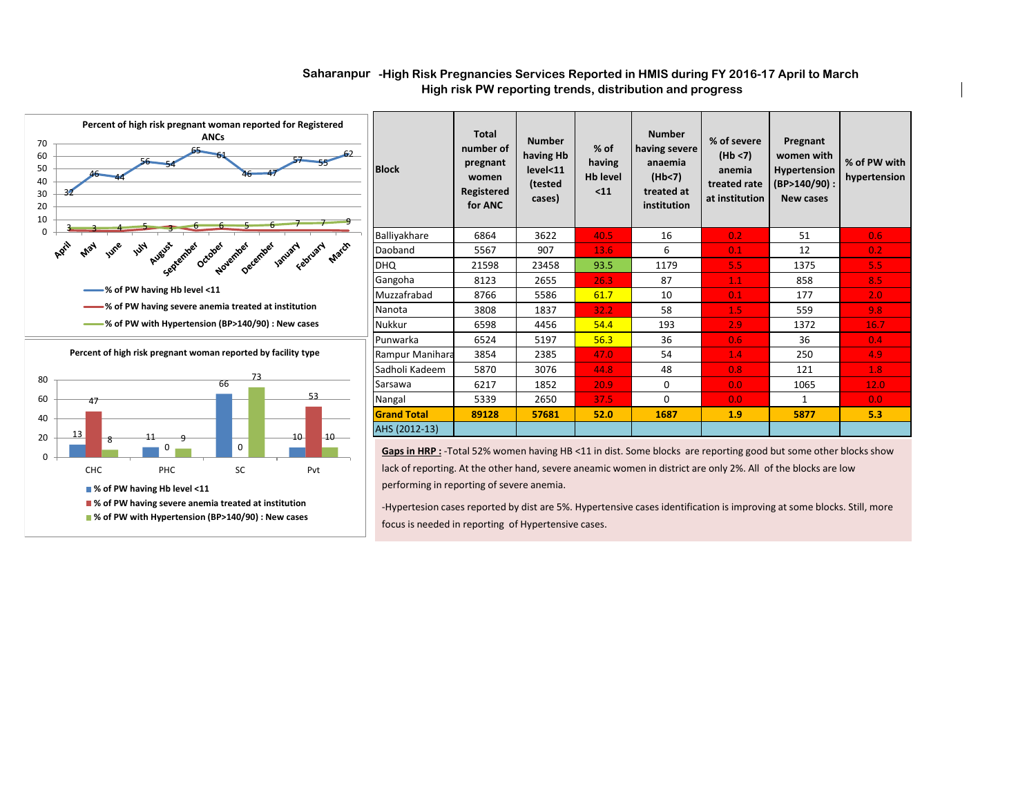# Saharanpur -High Risk Pregnancies Services Reported in HMIS during FY 2016-17 April to March

## High risk PW reporting trends, distribution and progress

**Percent of high risk pregnant woman reported for Registered ANCs**

| Month | % of PW having Hb level <11 | % of PW having severe anemia treated at institution | % of PW with Hypertension (BP>140/90) : New cases |
|---|---|---|---|
| April | 32 | | 3 |
| May | 46 | | 3 |
| June | 44 | | 4 |
| July | 56 | | 5 |
| August | 54 | | 3 |
| September | 65 | | 6 |
| October | 61 | | 6 |
| November | 46 | | 5 |
| December | 47 | | 6 |
| January | 57 | | 7 |
| February | 55 | | 7 |
| March | 62 | | 9 |

**Percent of high risk pregnant woman reported by facility type**

| Facility | % of PW having Hb level <11 | % of PW having severe anemia treated at institution | % of PW with Hypertension (BP>140/90) : New cases |
|---|---|---|---|
| CHC | 13 | 47 | 8 |
| PHC | 11 | 0 | 9 |
| SC | 66 | 0 | 73 |
| Pvt | 10 | 53 | 10 |

| Block | Total number of pregnant women Registered for ANC | Number having Hb level<11 (tested cases) | % of having Hb level <11 | Number having severe anaemia (Hb<7) treated at institution | % of severe (Hb <7) anemia treated rate at institution | Pregnant women with Hypertension (BP>140/90) : New cases | % of PW with hypertension |
|---|---|---|---|---|---|---|---|
| Balliyakhare | 6864 | 3622 | 40.5 | 16 | 0.2 | 51 | 0.6 |
| Daoband | 5567 | 907 | 13.6 | 6 | 0.1 | 12 | 0.2 |
| DHQ | 21598 | 23458 | 93.5 | 1179 | 5.5 | 1375 | 5.5 |
| Gangoha | 8123 | 2655 | 26.3 | 87 | 1.1 | 858 | 8.5 |
| Muzzafrabad | 8766 | 5586 | 61.7 | 10 | 0.1 | 177 | 2.0 |
| Nanota | 3808 | 1837 | 32.2 | 58 | 1.5 | 559 | 9.8 |
| Nukkur | 6598 | 4456 | 54.4 | 193 | 2.9 | 1372 | 16.7 |
| Punwarka | 6524 | 5197 | 56.3 | 36 | 0.6 | 36 | 0.4 |
| Rampur Manihara | 3854 | 2385 | 47.0 | 54 | 1.4 | 250 | 4.9 |
| Sadholi Kadeem | 5870 | 3076 | 44.8 | 48 | 0.8 | 121 | 1.8 |
| Sarsawa | 6217 | 1852 | 20.9 | 0 | 0.0 | 1065 | 12.0 |
| Nangal | 5339 | 2650 | 37.5 | 0 | 0.0 | 1 | 0.0 |
| **Grand Total** | **89128** | **57681** | **52.0** | **1687** | **1.9** | **5877** | **5.3** |
| AHS (2012-13) | | | | | | | |

**Gaps in HRP :** -Total 52% women having HB <11 in dist. Some blocks are reporting good but some other blocks show lack of reporting. At the other hand, severe aneamic women in district are only 2%. All of the blocks are low performing in reporting of severe anemia.

-Hypertesion cases reported by dist are 5%. Hypertensive cases identification is improving at some blocks. Still, more focus is needed in reporting of Hypertensive cases.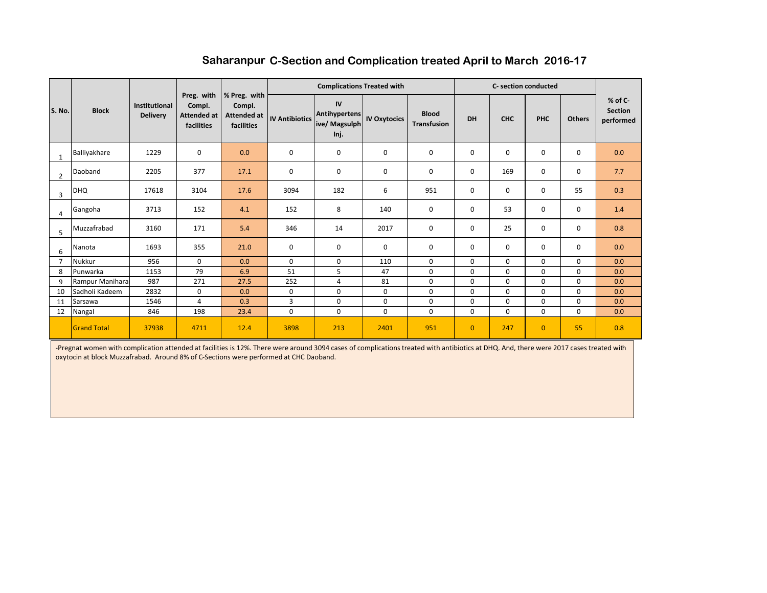# Saharanpur C-Section and Complication treated April to March 2016-17

| S. No. | Block | Institutional Delivery | Preg. with Compl. Attended at facilities | % Preg. with Compl. Attended at facilities | Complications Treated with | | | | C- section conducted | | | | % of C-Section performed |
|---|---|---|---|---|---|---|---|---|---|---|---|---|---|
| | | | | | IV Antibiotics | IV Antihypertensive/ Magsulph Inj. | IV Oxytocics | Blood Transfusion | DH | CHC | PHC | Others | |
| 1 | Balliyakhare | 1229 | 0 | 0.0 | 0 | 0 | 0 | 0 | 0 | 0 | 0 | 0 | 0.0 |
| 2 | Daoband | 2205 | 377 | 17.1 | 0 | 0 | 0 | 0 | 0 | 169 | 0 | 0 | 7.7 |
| 3 | DHQ | 17618 | 3104 | 17.6 | 3094 | 182 | 6 | 951 | 0 | 0 | 0 | 55 | 0.3 |
| 4 | Gangoha | 3713 | 152 | 4.1 | 152 | 8 | 140 | 0 | 0 | 53 | 0 | 0 | 1.4 |
| 5 | Muzzafrabad | 3160 | 171 | 5.4 | 346 | 14 | 2017 | 0 | 0 | 25 | 0 | 0 | 0.8 |
| 6 | Nanota | 1693 | 355 | 21.0 | 0 | 0 | 0 | 0 | 0 | 0 | 0 | 0 | 0.0 |
| 7 | Nukkur | 956 | 0 | 0.0 | 0 | 0 | 110 | 0 | 0 | 0 | 0 | 0 | 0.0 |
| 8 | Punwarka | 1153 | 79 | 6.9 | 51 | 5 | 47 | 0 | 0 | 0 | 0 | 0 | 0.0 |
| 9 | Rampur Manihara | 987 | 271 | 27.5 | 252 | 4 | 81 | 0 | 0 | 0 | 0 | 0 | 0.0 |
| 10 | Sadholi Kadeem | 2832 | 0 | 0.0 | 0 | 0 | 0 | 0 | 0 | 0 | 0 | 0 | 0.0 |
| 11 | Sarsawa | 1546 | 4 | 0.3 | 3 | 0 | 0 | 0 | 0 | 0 | 0 | 0 | 0.0 |
| 12 | Nangal | 846 | 198 | 23.4 | 0 | 0 | 0 | 0 | 0 | 0 | 0 | 0 | 0.0 |
| | Grand Total | 37938 | 4711 | 12.4 | 3898 | 213 | 2401 | 951 | 0 | 247 | 0 | 55 | 0.8 |

-Pregnat women with complication attended at facilities is 12%. There were around 3094 cases of complications treated with antibiotics at DHQ. And, there were 2017 cases treated with oxytocin at block Muzzafrabad. Around 8% of C-Sections were performed at CHC Daoband.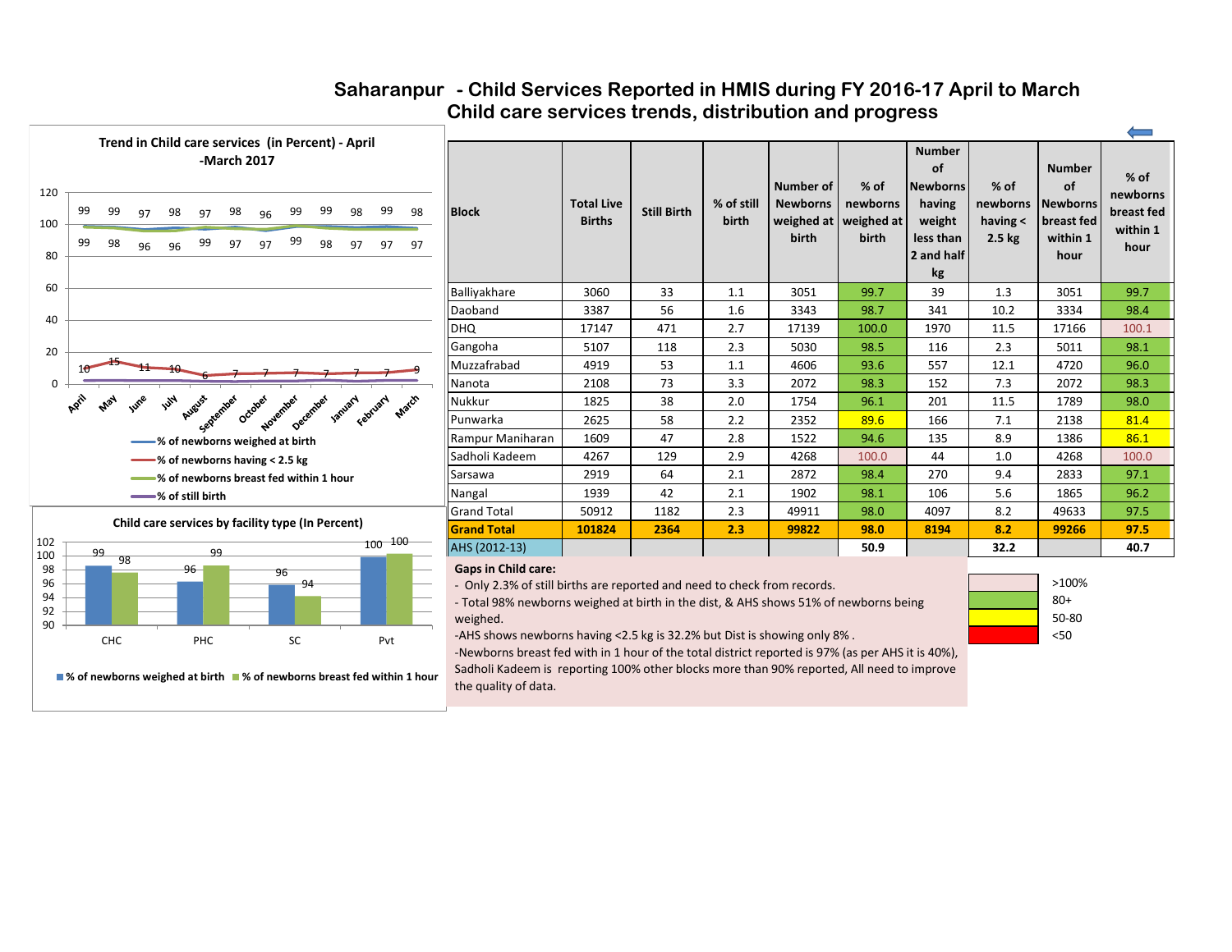# Saharanpur - Child Services Reported in HMIS during FY 2016-17 April to March
## Child care services trends, distribution and progress

**Trend in Child care services (in Percent) - April -March 2017**

| Month | % of newborns weighed at birth | % of newborns breast fed within 1 hour | % of newborns having < 2.5 kg |
|---|---|---|---|
| April | 99 | 99 | 10 |
| May | 99 | 98 | 15 |
| June | 97 | 96 | 11 |
| July | 98 | 96 | 10 |
| August | 97 | 99 | 6 |
| September | 98 | 97 | 7 |
| October | 96 | 97 | 7 |
| November | 99 | 99 | 7 |
| December | 99 | 98 | 7 |
| January | 98 | 97 | 7 |
| February | 99 | 97 | 7 |
| March | 98 | 97 | 9 |

Legend: % of newborns weighed at birth; % of newborns having < 2.5 kg; % of newborns breast fed within 1 hour; % of still birth

**Child care services by facility type (In Percent)**

| Facility | % of newborns weighed at birth | % of newborns breast fed within 1 hour |
|---|---|---|
| CHC | 99 | 98 |
| PHC | 96 | 99 |
| SC | 96 | 94 |
| Pvt | 100 | 100 |

| Block | Total Live Births | Still Birth | % of still birth | Number of Newborns weighed at birth | % of newborns weighed at birth | Number of Newborns having weight less than 2 and half kg | % of newborns having < 2.5 kg | Number of Newborns breast fed within 1 hour | % of newborns breast fed within 1 hour |
|---|---|---|---|---|---|---|---|---|---|
| Balliyakhare | 3060 | 33 | 1.1 | 3051 | 99.7 | 39 | 1.3 | 3051 | 99.7 |
| Daoband | 3387 | 56 | 1.6 | 3343 | 98.7 | 341 | 10.2 | 3334 | 98.4 |
| DHQ | 17147 | 471 | 2.7 | 17139 | 100.0 | 1970 | 11.5 | 17166 | 100.1 |
| Gangoha | 5107 | 118 | 2.3 | 5030 | 98.5 | 116 | 2.3 | 5011 | 98.1 |
| Muzzafrabad | 4919 | 53 | 1.1 | 4606 | 93.6 | 557 | 12.1 | 4720 | 96.0 |
| Nanota | 2108 | 73 | 3.3 | 2072 | 98.3 | 152 | 7.3 | 2072 | 98.3 |
| Nukkur | 1825 | 38 | 2.0 | 1754 | 96.1 | 201 | 11.5 | 1789 | 98.0 |
| Punwarka | 2625 | 58 | 2.2 | 2352 | 89.6 | 166 | 7.1 | 2138 | 81.4 |
| Rampur Maniharan | 1609 | 47 | 2.8 | 1522 | 94.6 | 135 | 8.9 | 1386 | 86.1 |
| Sadholi Kadeem | 4267 | 129 | 2.9 | 4268 | 100.0 | 44 | 1.0 | 4268 | 100.0 |
| Sarsawa | 2919 | 64 | 2.1 | 2872 | 98.4 | 270 | 9.4 | 2833 | 97.1 |
| Nangal | 1939 | 42 | 2.1 | 1902 | 98.1 | 106 | 5.6 | 1865 | 96.2 |
| Grand Total | 50912 | 1182 | 2.3 | 49911 | 98.0 | 4097 | 8.2 | 49633 | 97.5 |
| **Grand Total** | **101824** | **2364** | **2.3** | **99822** | **98.0** | **8194** | **8.2** | **99266** | **97.5** |
| AHS (2012-13) | | | | | **50.9** | | **32.2** | | **40.7** |

**Gaps in Child care:**

- Only 2.3% of still births are reported and need to check from records.
- Total 98% newborns weighed at birth in the dist, & AHS shows 51% of newborns being weighed.
- AHS shows newborns having <2.5 kg is 32.2% but Dist is showing only 8% .
- Newborns breast fed with in 1 hour of the total district reported is 97% (as per AHS it is 40%), Sadholi Kadeem is reporting 100% other blocks more than 90% reported, All need to improve the quality of data.

Legend: >100%; 80+; 50-80; <50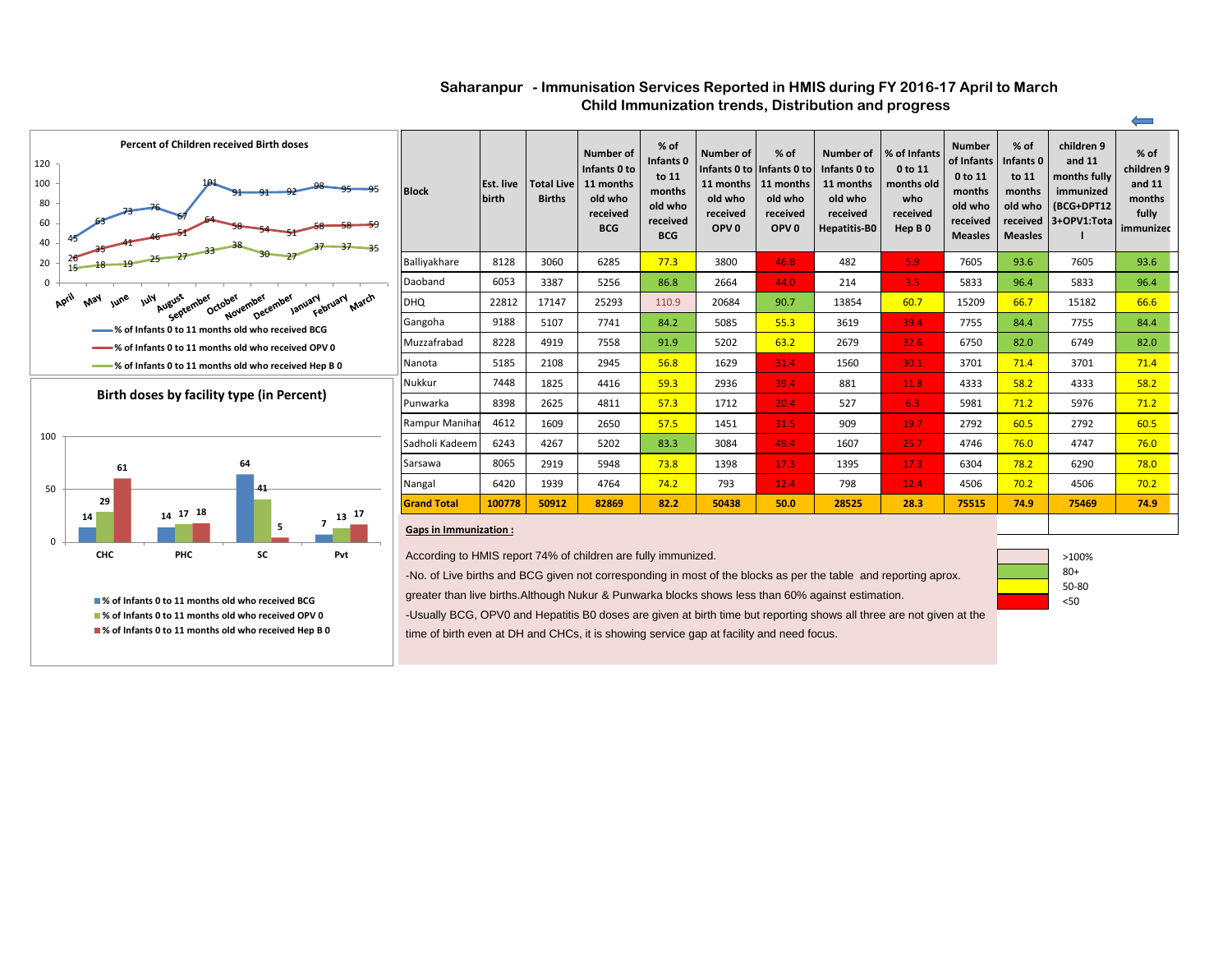# Saharanpur - Immunisation Services Reported in HMIS during FY 2016-17 April to March

## Child Immunization trends, Distribution and progress

**Percent of Children received Birth doses**

| Month | % of Infants 0 to 11 months old who received BCG | % of Infants 0 to 11 months old who received OPV 0 | % of Infants 0 to 11 months old who received Hep B 0 |
|---|---|---|---|
| April | 45 | 26 | 15 |
| May | 63 | 35 | 18 |
| June | 73 | 41 | 19 |
| July | 76 | 46 | 25 |
| August | 67 | 51 | 27 |
| September | 101 | 64 | 33 |
| October | 91 | 58 | 38 |
| November | 91 | 54 | 30 |
| December | 92 | 51 | 27 |
| January | 98 | 58 | 37 |
| February | 95 | 58 | 37 |
| March | 95 | 59 | 35 |

**Birth doses by facility type (in Percent)**

| Facility | % of Infants 0 to 11 months old who received BCG | % of Infants 0 to 11 months old who received OPV 0 | % of Infants 0 to 11 months old who received Hep B 0 |
|---|---|---|---|
| CHC | 14 | 29 | 61 |
| PHC | 14 | 17 | 18 |
| SC | 64 | 41 | 5 |
| Pvt | 7 | 13 | 17 |

| Block | Est. live birth | Total Live Births | Number of Infants 0 to 11 months old who received BCG | % of Infants 0 to 11 months old who received BCG | Number of Infants 0 to 11 months old who received OPV 0 | % of Infants 0 to 11 months old who received OPV 0 | Number of Infants 0 to 11 months old who received Hepatitis-B0 | % of Infants 0 to 11 months old who received Hep B 0 | Number of Infants 0 to 11 months old who received Measles | % of Infants 0 to 11 months old who received Measles | children 9 and 11 months fully immunized (BCG+DPT123+OPV1:Total | % of children 9 and 11 months fully immunized |
|---|---|---|---|---|---|---|---|---|---|---|---|---|
| Balliyakhare | 8128 | 3060 | 6285 | 77.3 | 3800 | 46.8 | 482 | 5.9 | 7605 | 93.6 | 7605 | 93.6 |
| Daoband | 6053 | 3387 | 5256 | 86.8 | 2664 | 44.0 | 214 | 3.5 | 5833 | 96.4 | 5833 | 96.4 |
| DHQ | 22812 | 17147 | 25293 | 110.9 | 20684 | 90.7 | 13854 | 60.7 | 15209 | 66.7 | 15182 | 66.6 |
| Gangoha | 9188 | 5107 | 7741 | 84.2 | 5085 | 55.3 | 3619 | 39.4 | 7755 | 84.4 | 7755 | 84.4 |
| Muzzafrabad | 8228 | 4919 | 7558 | 91.9 | 5202 | 63.2 | 2679 | 32.6 | 6750 | 82.0 | 6749 | 82.0 |
| Nanota | 5185 | 2108 | 2945 | 56.8 | 1629 | 31.4 | 1560 | 30.1 | 3701 | 71.4 | 3701 | 71.4 |
| Nukkur | 7448 | 1825 | 4416 | 59.3 | 2936 | 39.4 | 881 | 11.8 | 4333 | 58.2 | 4333 | 58.2 |
| Punwarka | 8398 | 2625 | 4811 | 57.3 | 1712 | 20.4 | 527 | 6.3 | 5981 | 71.2 | 5976 | 71.2 |
| Rampur Manihar | 4612 | 1609 | 2650 | 57.5 | 1451 | 31.5 | 909 | 19.7 | 2792 | 60.5 | 2792 | 60.5 |
| Sadholi Kadeem | 6243 | 4267 | 5202 | 83.3 | 3084 | 49.4 | 1607 | 25.7 | 4746 | 76.0 | 4747 | 76.0 |
| Sarsawa | 8065 | 2919 | 5948 | 73.8 | 1398 | 17.3 | 1395 | 17.3 | 6304 | 78.2 | 6290 | 78.0 |
| Nangal | 6420 | 1939 | 4764 | 74.2 | 793 | 12.4 | 798 | 12.4 | 4506 | 70.2 | 4506 | 70.2 |
| **Grand Total** | **100778** | **50912** | **82869** | **82.2** | **50438** | **50.0** | **28525** | **28.3** | **75515** | **74.9** | **75469** | **74.9** |

Legend: >100% | 80+ | 50-80 | <50

**Gaps in Immunization :**

According to HMIS report 74% of children are fully immunized.

-No. of Live births and BCG given not corresponding in most of the blocks as per the table and reporting aprox. greater than live births.Although Nukur & Punwarka blocks shows less than 60% against estimation.

-Usually BCG, OPV0 and Hepatitis B0 doses are given at birth time but reporting shows all three are not given at the time of birth even at DH and CHCs, it is showing service gap at facility and need focus.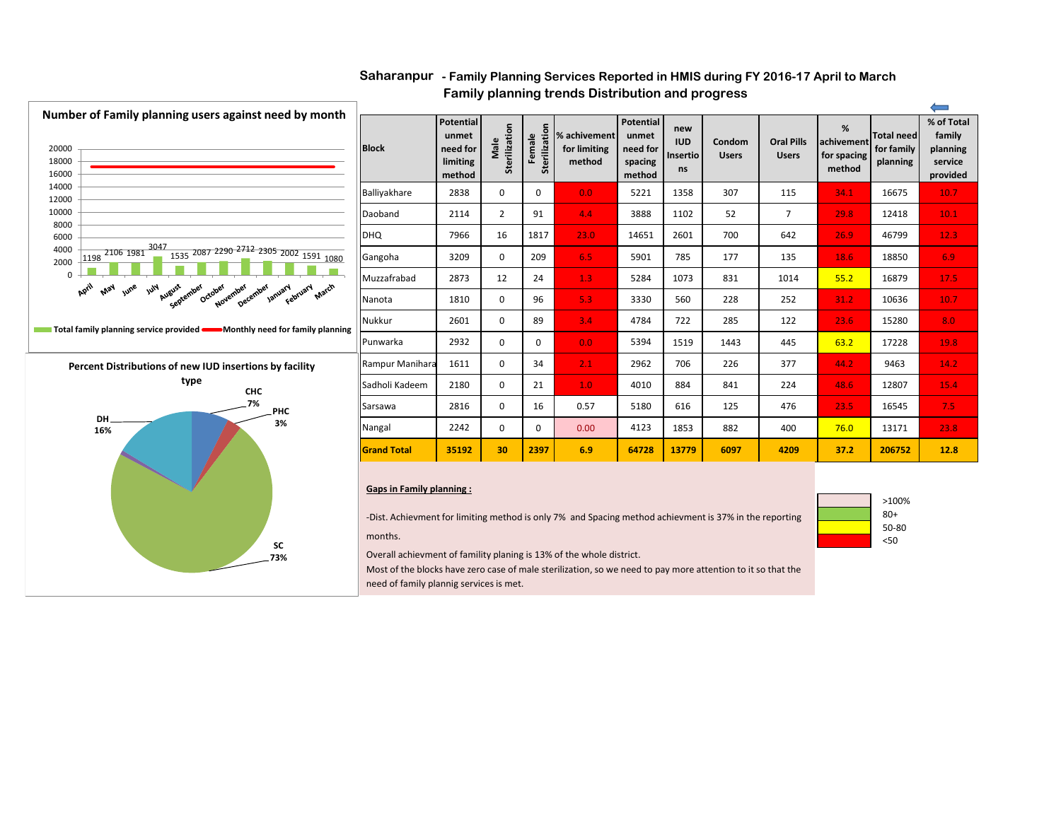# Saharanpur - Family Planning Services Reported in HMIS during FY 2016-17 April to March

## Family planning trends Distribution and progress

**Number of Family planning users against need by month**

| Month | Total family planning service provided |
|---|---|
| April | 1198 |
| May | 2106 |
| June | 1981 |
| July | 3047 |
| August | 1535 |
| September | 2087 |
| October | 2290 |
| November | 2712 |
| December | 2305 |
| January | 2002 |
| February | 1591 |
| March | 1080 |

Total family planning service provided — Monthly need for family planning

**Percent Distributions of new IUD insertions by facility type**

CHC 7%, PHC 3%, DH 16%, SC 73%

| Block | Potential unmet need for limiting method | Male Sterilization | Female Sterilization | % achivement for limiting method | Potential unmet need for spacing method | new IUD Insertions | Condom Users | Oral Pills Users | % achivement for spacing method | Total need for family planning | % of Total family planning service provided |
|---|---|---|---|---|---|---|---|---|---|---|---|
| Balliyakhare | 2838 | 0 | 0 | 0.0 | 5221 | 1358 | 307 | 115 | 34.1 | 16675 | 10.7 |
| Daoband | 2114 | 2 | 91 | 4.4 | 3888 | 1102 | 52 | 7 | 29.8 | 12418 | 10.1 |
| DHQ | 7966 | 16 | 1817 | 23.0 | 14651 | 2601 | 700 | 642 | 26.9 | 46799 | 12.3 |
| Gangoha | 3209 | 0 | 209 | 6.5 | 5901 | 785 | 177 | 135 | 18.6 | 18850 | 6.9 |
| Muzzafrabad | 2873 | 12 | 24 | 1.3 | 5284 | 1073 | 831 | 1014 | 55.2 | 16879 | 17.5 |
| Nanota | 1810 | 0 | 96 | 5.3 | 3330 | 560 | 228 | 252 | 31.2 | 10636 | 10.7 |
| Nukkur | 2601 | 0 | 89 | 3.4 | 4784 | 722 | 285 | 122 | 23.6 | 15280 | 8.0 |
| Punwarka | 2932 | 0 | 0 | 0.0 | 5394 | 1519 | 1443 | 445 | 63.2 | 17228 | 19.8 |
| Rampur Manihara | 1611 | 0 | 34 | 2.1 | 2962 | 706 | 226 | 377 | 44.2 | 9463 | 14.2 |
| Sadholi Kadeem | 2180 | 0 | 21 | 1.0 | 4010 | 884 | 841 | 224 | 48.6 | 12807 | 15.4 |
| Sarsawa | 2816 | 0 | 16 | 0.57 | 5180 | 616 | 125 | 476 | 23.5 | 16545 | 7.5 |
| Nangal | 2242 | 0 | 0 | 0.00 | 4123 | 1853 | 882 | 400 | 76.0 | 13171 | 23.8 |
| **Grand Total** | **35192** | **30** | **2397** | **6.9** | **64728** | **13779** | **6097** | **4209** | **37.2** | **206752** | **12.8** |

Legend: >100%, 80+, 50-80, <50

**Gaps in Family planning :**

-Dist. Achievment for limiting method is only 7% and Spacing method achievment is 37% in the reporting months.

Overall achievment of famility planing is 13% of the whole district.

Most of the blocks have zero case of male sterilization, so we need to pay more attention to it so that the need of family plannig services is met.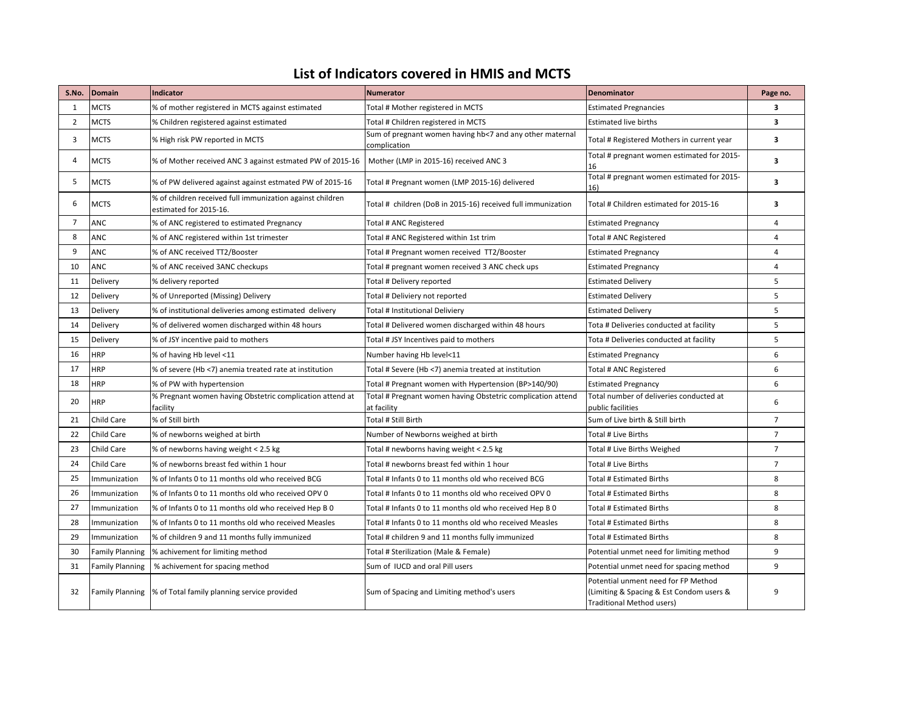# List of Indicators covered in HMIS and MCTS

| S.No. | Domain | Indicator | Numerator | Denominator | Page no. |
|---|---|---|---|---|---|
| 1 | MCTS | % of mother registered in MCTS against estimated | Total # Mother registered in MCTS | Estimated Pregnancies | **3** |
| 2 | MCTS | % Children registered against estimated | Total # Children registered in MCTS | Estimated live births | **3** |
| 3 | MCTS | % High risk PW reported in MCTS | Sum of pregnant women having hb<7 and any other maternal complication | Total # Registered Mothers in current year | **3** |
| 4 | MCTS | % of Mother received ANC 3 against estmated PW of 2015-16 | Mother (LMP in 2015-16) received ANC 3 | Total # pregnant women estimated for 2015-16 | **3** |
| 5 | MCTS | % of PW delivered against against estmated PW of 2015-16 | Total # Pregnant women (LMP 2015-16) delivered | Total # pregnant women estimated for 2015-16) | **3** |
| 6 | MCTS | % of children received full immunization against children estimated for 2015-16. | Total # children (DoB in 2015-16) received full immunization | Total # Children estimated for 2015-16 | **3** |
| 7 | ANC | % of ANC registered to estimated Pregnancy | Total # ANC Registered | Estimated Pregnancy | 4 |
| 8 | ANC | % of ANC registered within 1st trimester | Total # ANC Registered within 1st trim | Total # ANC Registered | 4 |
| 9 | ANC | % of ANC received TT2/Booster | Total # Pregnant women received TT2/Booster | Estimated Pregnancy | 4 |
| 10 | ANC | % of ANC received 3ANC checkups | Total # pregnant women received 3 ANC check ups | Estimated Pregnancy | 4 |
| 11 | Delivery | % delivery reported | Total # Delivery reported | Estimated Delivery | 5 |
| 12 | Delivery | % of Unreported (Missing) Delivery | Total # Deliviery not reported | Estimated Delivery | 5 |
| 13 | Delivery | % of institutional deliveries among estimated delivery | Total # Institutional Deliviery | Estimated Delivery | 5 |
| 14 | Delivery | % of delivered women discharged within 48 hours | Total # Delivered women discharged within 48 hours | Tota # Deliveries conducted at facility | 5 |
| 15 | Delivery | % of JSY incentive paid to mothers | Total # JSY Incentives paid to mothers | Tota # Deliveries conducted at facility | 5 |
| 16 | HRP | % of having Hb level <11 | Number having Hb level<11 | Estimated Pregnancy | 6 |
| 17 | HRP | % of severe (Hb <7) anemia treated rate at institution | Total # Severe (Hb <7) anemia treated at institution | Total # ANC Registered | 6 |
| 18 | HRP | % of PW with hypertension | Total # Pregnant women with Hypertension (BP>140/90) | Estimated Pregnancy | 6 |
| 20 | HRP | % Pregnant women having Obstetric complication attend at facility | Total # Pregnant women having Obstetric complication attend at facility | Total number of deliveries conducted at public facilities | 6 |
| 21 | Child Care | % of Still birth | Total # Still Birth | Sum of Live birth & Still birth | 7 |
| 22 | Child Care | % of newborns weighed at birth | Number of Newborns weighed at birth | Total # Live Births | 7 |
| 23 | Child Care | % of newborns having weight < 2.5 kg | Total # newborns having weight < 2.5 kg | Total # Live Births Weighed | 7 |
| 24 | Child Care | % of newborns breast fed within 1 hour | Total # newborns breast fed within 1 hour | Total # Live Births | 7 |
| 25 | Immunization | % of Infants 0 to 11 months old who received BCG | Total # Infants 0 to 11 months old who received BCG | Total # Estimated Births | 8 |
| 26 | Immunization | % of Infants 0 to 11 months old who received OPV 0 | Total # Infants 0 to 11 months old who received OPV 0 | Total # Estimated Births | 8 |
| 27 | Immunization | % of Infants 0 to 11 months old who received Hep B 0 | Total # Infants 0 to 11 months old who received Hep B 0 | Total # Estimated Births | 8 |
| 28 | Immunization | % of Infants 0 to 11 months old who received Measles | Total # Infants 0 to 11 months old who received Measles | Total # Estimated Births | 8 |
| 29 | Immunization | % of children 9 and 11 months fully immunized | Total # children 9 and 11 months fully immunized | Total # Estimated Births | 8 |
| 30 | Family Planning | % achivement for limiting method | Total # Sterilization (Male & Female) | Potential unmet need for limiting method | 9 |
| 31 | Family Planning | % achivement for spacing method | Sum of IUCD and oral Pill users | Potential unmet need for spacing method | 9 |
| 32 | Family Planning | % of Total family planning service provided | Sum of Spacing and Limiting method's users | Potential unment need for FP Method (Limiting & Spacing & Est Condom users & Traditional Method users) | 9 |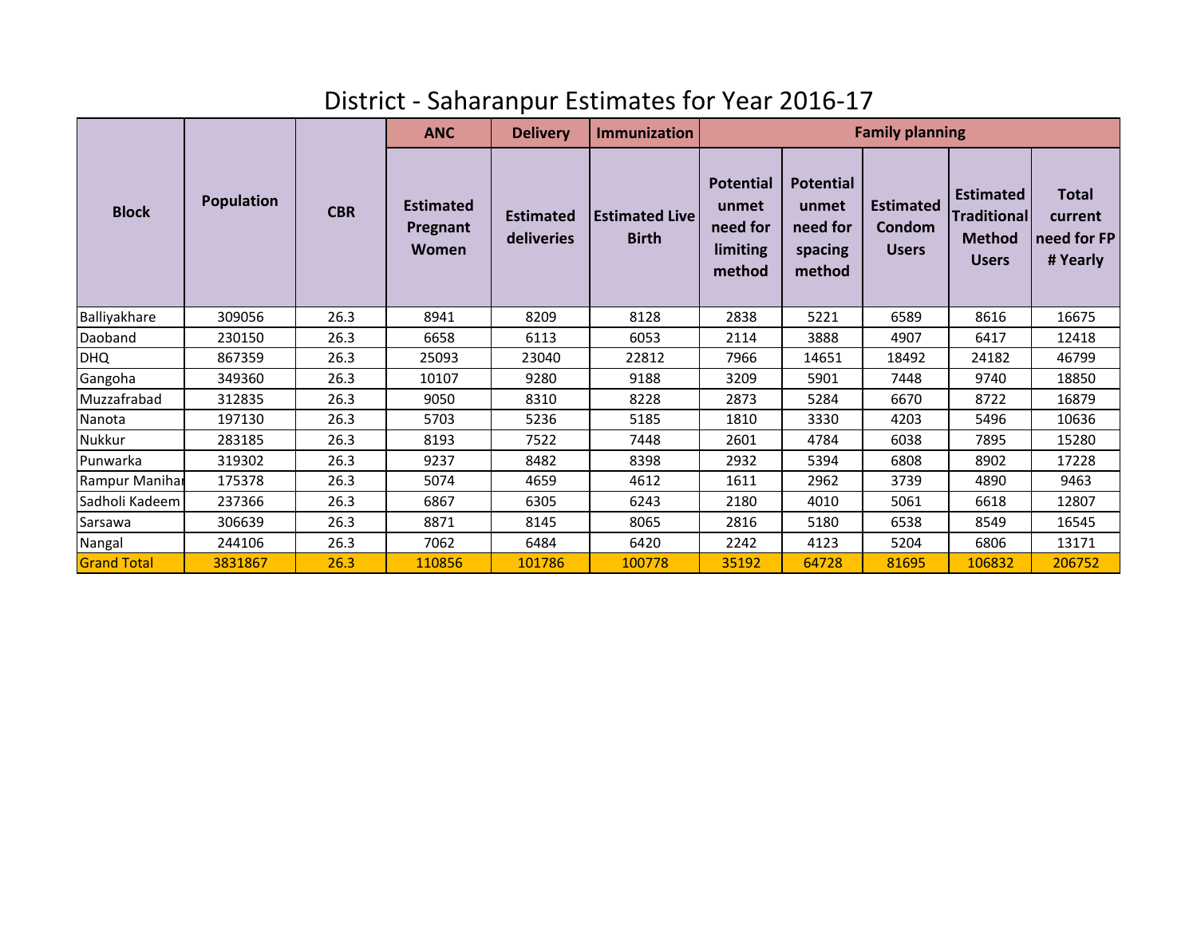# District - Saharanpur Estimates for Year 2016-17

| Block | Population | CBR | ANC | Delivery | Immunization | Family planning | | | | |
|---|---|---|---|---|---|---|---|---|---|---|
| | | | Estimated Pregnant Women | Estimated deliveries | Estimated Live Birth | Potential unmet need for limiting method | Potential unmet need for spacing method | Estimated Condom Users | Estimated Traditional Method Users | Total current need for FP # Yearly |
| Balliyakhare | 309056 | 26.3 | 8941 | 8209 | 8128 | 2838 | 5221 | 6589 | 8616 | 16675 |
| Daoband | 230150 | 26.3 | 6658 | 6113 | 6053 | 2114 | 3888 | 4907 | 6417 | 12418 |
| DHQ | 867359 | 26.3 | 25093 | 23040 | 22812 | 7966 | 14651 | 18492 | 24182 | 46799 |
| Gangoha | 349360 | 26.3 | 10107 | 9280 | 9188 | 3209 | 5901 | 7448 | 9740 | 18850 |
| Muzzafrabad | 312835 | 26.3 | 9050 | 8310 | 8228 | 2873 | 5284 | 6670 | 8722 | 16879 |
| Nanota | 197130 | 26.3 | 5703 | 5236 | 5185 | 1810 | 3330 | 4203 | 5496 | 10636 |
| Nukkur | 283185 | 26.3 | 8193 | 7522 | 7448 | 2601 | 4784 | 6038 | 7895 | 15280 |
| Punwarka | 319302 | 26.3 | 9237 | 8482 | 8398 | 2932 | 5394 | 6808 | 8902 | 17228 |
| Rampur Maniha | 175378 | 26.3 | 5074 | 4659 | 4612 | 1611 | 2962 | 3739 | 4890 | 9463 |
| Sadholi Kadeem | 237366 | 26.3 | 6867 | 6305 | 6243 | 2180 | 4010 | 5061 | 6618 | 12807 |
| Sarsawa | 306639 | 26.3 | 8871 | 8145 | 8065 | 2816 | 5180 | 6538 | 8549 | 16545 |
| Nangal | 244106 | 26.3 | 7062 | 6484 | 6420 | 2242 | 4123 | 5204 | 6806 | 13171 |
| Grand Total | 3831867 | 26.3 | 110856 | 101786 | 100778 | 35192 | 64728 | 81695 | 106832 | 206752 |